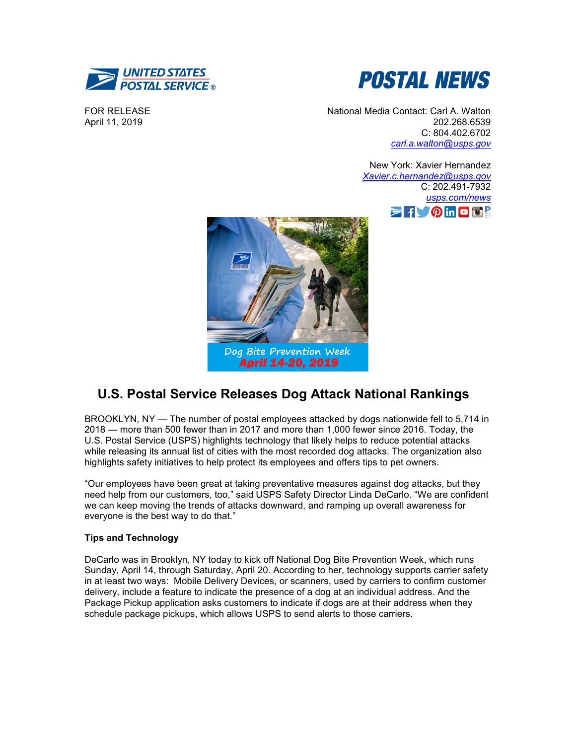UNITED STATES POSTAL SERVICE ®

# POSTAL NEWS

FOR RELEASE
April 11, 2019

National Media Contact: Carl A. Walton
202.268.6539
C: 804.402.6702
carl.a.walton@usps.gov

New York: Xavier Hernandez
Xavier.c.hernandez@usps.gov
C: 202.491-7932
usps.com/news

Dog Bite Prevention Week
April 14-20, 2019

## U.S. Postal Service Releases Dog Attack National Rankings

BROOKLYN, NY — The number of postal employees attacked by dogs nationwide fell to 5,714 in 2018 — more than 500 fewer than in 2017 and more than 1,000 fewer since 2016. Today, the U.S. Postal Service (USPS) highlights technology that likely helps to reduce potential attacks while releasing its annual list of cities with the most recorded dog attacks. The organization also highlights safety initiatives to help protect its employees and offers tips to pet owners.

"Our employees have been great at taking preventative measures against dog attacks, but they need help from our customers, too," said USPS Safety Director Linda DeCarlo. "We are confident we can keep moving the trends of attacks downward, and ramping up overall awareness for everyone is the best way to do that."

**Tips and Technology**

DeCarlo was in Brooklyn, NY today to kick off National Dog Bite Prevention Week, which runs Sunday, April 14, through Saturday, April 20. According to her, technology supports carrier safety in at least two ways: Mobile Delivery Devices, or scanners, used by carriers to confirm customer delivery, include a feature to indicate the presence of a dog at an individual address. And the Package Pickup application asks customers to indicate if dogs are at their address when they schedule package pickups, which allows USPS to send alerts to those carriers.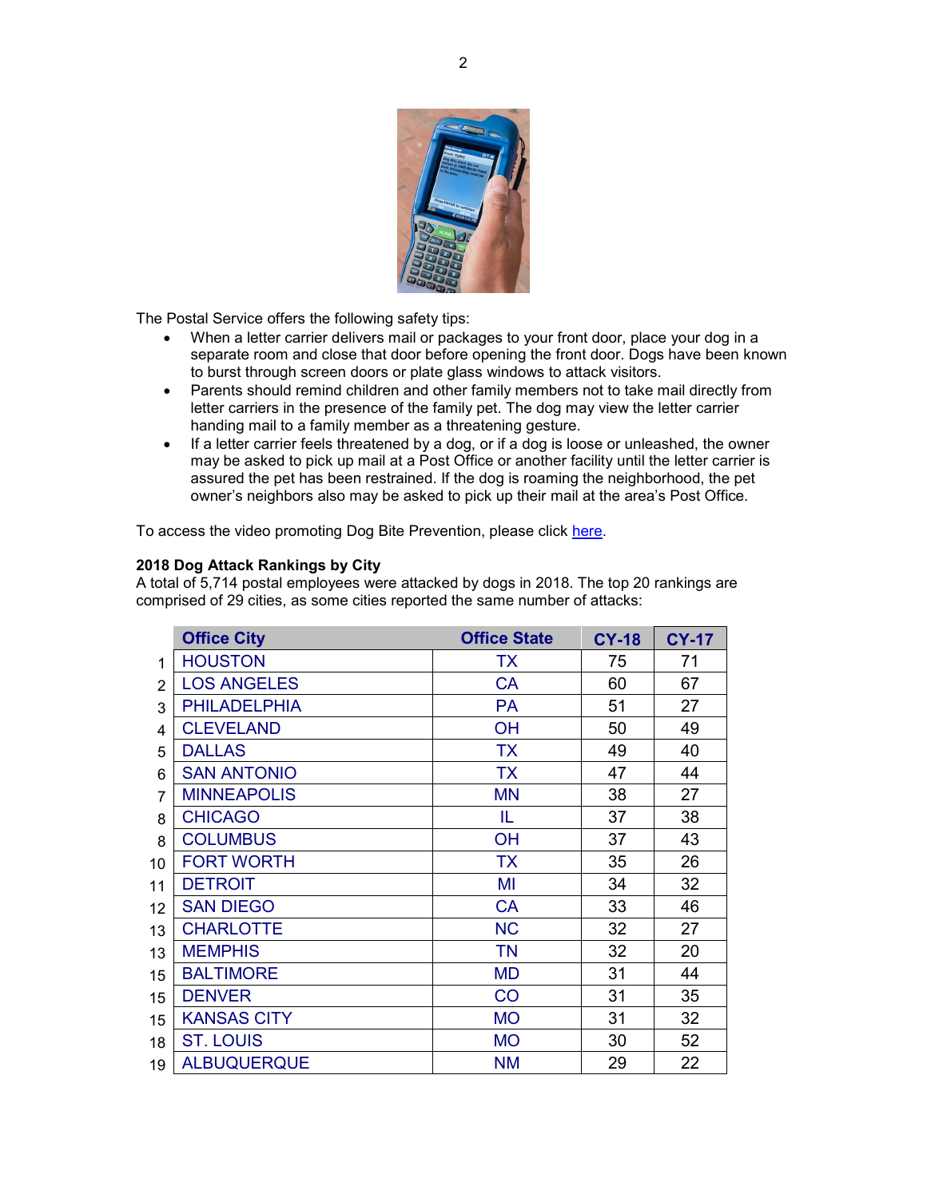The Postal Service offers the following safety tips:

- When a letter carrier delivers mail or packages to your front door, place your dog in a separate room and close that door before opening the front door. Dogs have been known to burst through screen doors or plate glass windows to attack visitors.
- Parents should remind children and other family members not to take mail directly from letter carriers in the presence of the family pet. The dog may view the letter carrier handing mail to a family member as a threatening gesture.
- If a letter carrier feels threatened by a dog, or if a dog is loose or unleashed, the owner may be asked to pick up mail at a Post Office or another facility until the letter carrier is assured the pet has been restrained. If the dog is roaming the neighborhood, the pet owner's neighbors also may be asked to pick up their mail at the area's Post Office.

To access the video promoting Dog Bite Prevention, please click here.

**2018 Dog Attack Rankings by City**

A total of 5,714 postal employees were attacked by dogs in 2018. The top 20 rankings are comprised of 29 cities, as some cities reported the same number of attacks:

| | Office City | Office State | CY-18 | CY-17 |
|---|---|---|---|---|
| 1 | HOUSTON | TX | 75 | 71 |
| 2 | LOS ANGELES | CA | 60 | 67 |
| 3 | PHILADELPHIA | PA | 51 | 27 |
| 4 | CLEVELAND | OH | 50 | 49 |
| 5 | DALLAS | TX | 49 | 40 |
| 6 | SAN ANTONIO | TX | 47 | 44 |
| 7 | MINNEAPOLIS | MN | 38 | 27 |
| 8 | CHICAGO | IL | 37 | 38 |
| 8 | COLUMBUS | OH | 37 | 43 |
| 10 | FORT WORTH | TX | 35 | 26 |
| 11 | DETROIT | MI | 34 | 32 |
| 12 | SAN DIEGO | CA | 33 | 46 |
| 13 | CHARLOTTE | NC | 32 | 27 |
| 13 | MEMPHIS | TN | 32 | 20 |
| 15 | BALTIMORE | MD | 31 | 44 |
| 15 | DENVER | CO | 31 | 35 |
| 15 | KANSAS CITY | MO | 31 | 32 |
| 18 | ST. LOUIS | MO | 30 | 52 |
| 19 | ALBUQUERQUE | NM | 29 | 22 |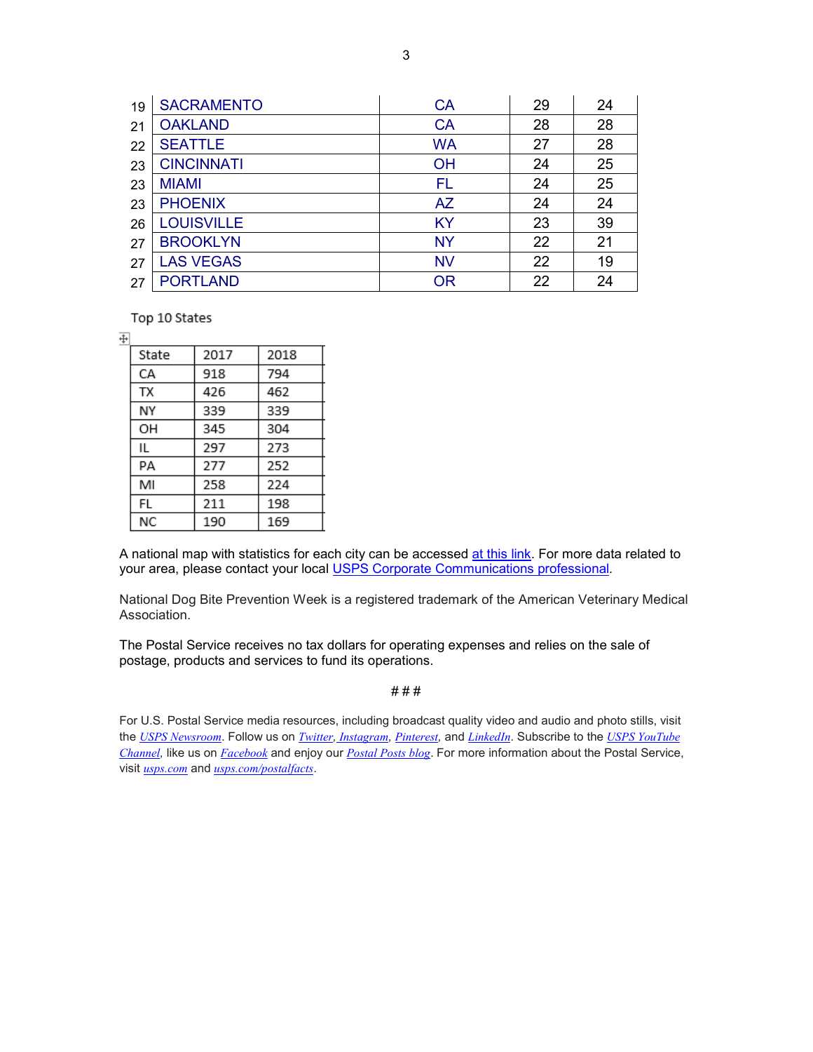| | | | | |
|---|---|---|---|---|
| 19 | SACRAMENTO | CA | 29 | 24 |
| 21 | OAKLAND | CA | 28 | 28 |
| 22 | SEATTLE | WA | 27 | 28 |
| 23 | CINCINNATI | OH | 24 | 25 |
| 23 | MIAMI | FL | 24 | 25 |
| 23 | PHOENIX | AZ | 24 | 24 |
| 26 | LOUISVILLE | KY | 23 | 39 |
| 27 | BROOKLYN | NY | 22 | 21 |
| 27 | LAS VEGAS | NV | 22 | 19 |
| 27 | PORTLAND | OR | 22 | 24 |

Top 10 States

| State | 2017 | 2018 |
|---|---|---|
| CA | 918 | 794 |
| TX | 426 | 462 |
| NY | 339 | 339 |
| OH | 345 | 304 |
| IL | 297 | 273 |
| PA | 277 | 252 |
| MI | 258 | 224 |
| FL | 211 | 198 |
| NC | 190 | 169 |

A national map with statistics for each city can be accessed at this link. For more data related to your area, please contact your local USPS Corporate Communications professional.

National Dog Bite Prevention Week is a registered trademark of the American Veterinary Medical Association.

The Postal Service receives no tax dollars for operating expenses and relies on the sale of postage, products and services to fund its operations.

# # #

For U.S. Postal Service media resources, including broadcast quality video and audio and photo stills, visit the *USPS Newsroom*. Follow us on *Twitter*, *Instagram*, *Pinterest*, and *LinkedIn*. Subscribe to the *USPS YouTube Channel*, like us on *Facebook* and enjoy our *Postal Posts blog*. For more information about the Postal Service, visit *usps.com* and *usps.com/postalfacts*.